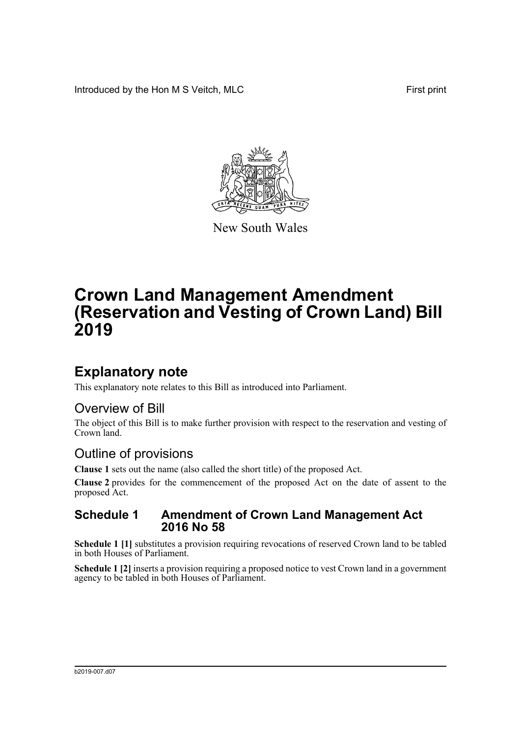Introduced by the Hon M S Veitch, MLC First print

New South Wales

# Crown Land Management Amendment (Reservation and Vesting of Crown Land) Bill 2019

## Explanatory note

This explanatory note relates to this Bill as introduced into Parliament.

### Overview of Bill

The object of this Bill is to make further provision with respect to the reservation and vesting of Crown land.

### Outline of provisions

**Clause 1** sets out the name (also called the short title) of the proposed Act.

**Clause 2** provides for the commencement of the proposed Act on the date of assent to the proposed Act.

#### Schedule 1 Amendment of Crown Land Management Act 2016 No 58

**Schedule 1 [1]** substitutes a provision requiring revocations of reserved Crown land to be tabled in both Houses of Parliament.

**Schedule 1 [2]** inserts a provision requiring a proposed notice to vest Crown land in a government agency to be tabled in both Houses of Parliament.

b2019-007.d07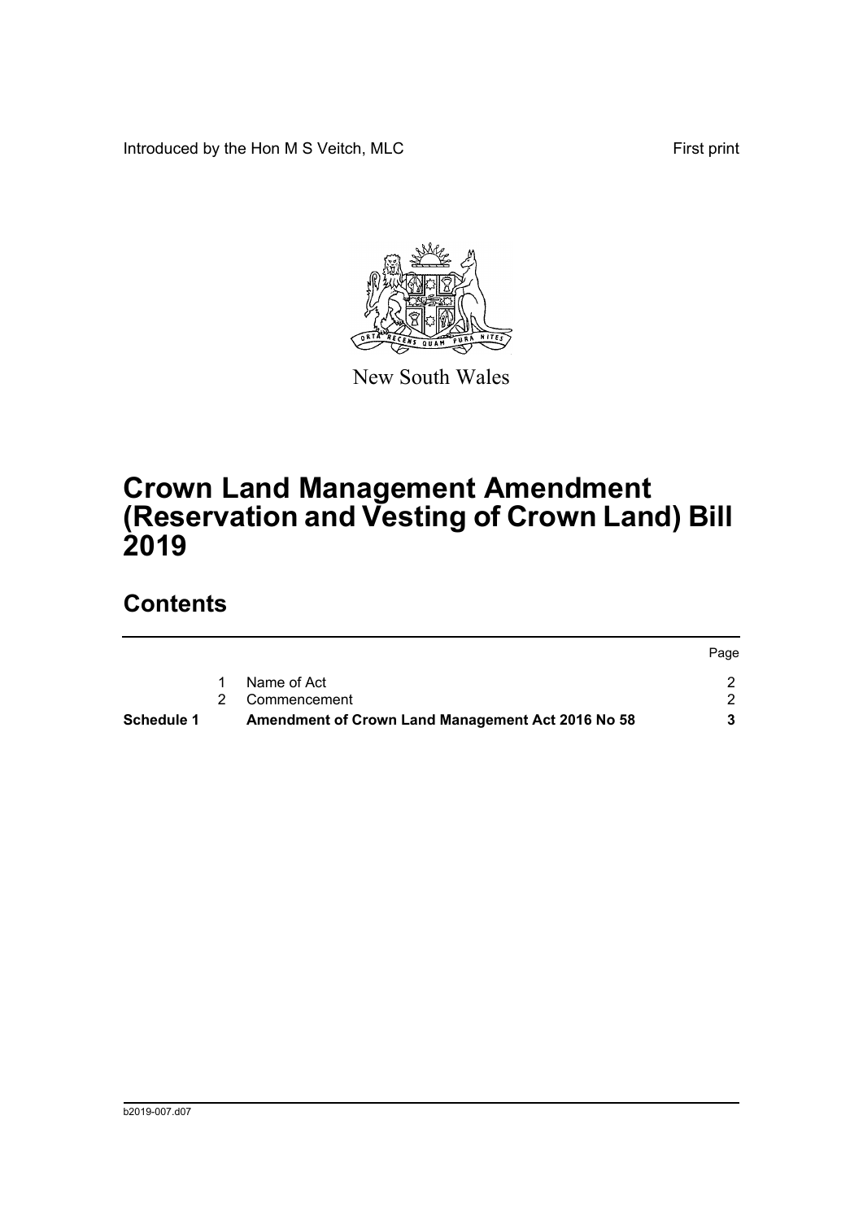Introduced by the Hon M S Veitch, MLC

First print

New South Wales

# Crown Land Management Amendment (Reservation and Vesting of Crown Land) Bill 2019

## Contents

| | | | Page |
|---|---|---|---|
| | 1 | Name of Act | 2 |
| | 2 | Commencement | 2 |
| **Schedule 1** | | **Amendment of Crown Land Management Act 2016 No 58** | **3** |

b2019-007.d07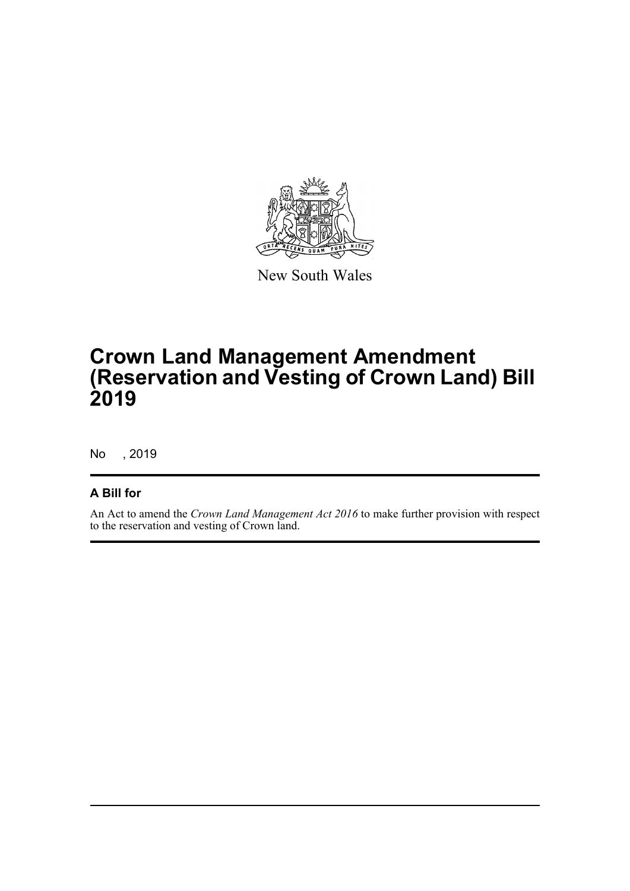New South Wales

# Crown Land Management Amendment (Reservation and Vesting of Crown Land) Bill 2019

No , 2019

## A Bill for

An Act to amend the *Crown Land Management Act 2016* to make further provision with respect to the reservation and vesting of Crown land.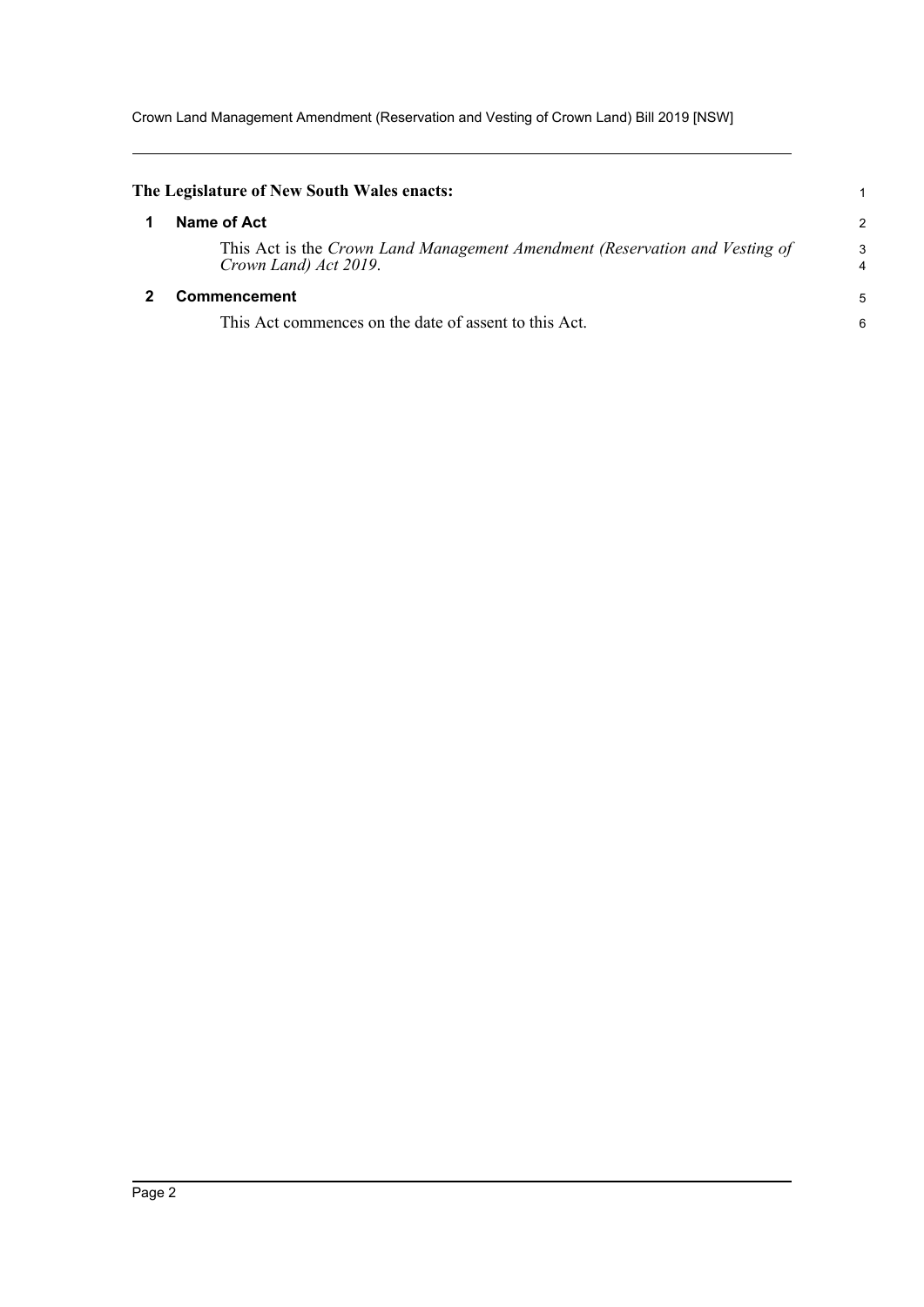**The Legislature of New South Wales enacts:**

## 1 Name of Act

This Act is the *Crown Land Management Amendment (Reservation and Vesting of Crown Land) Act 2019*.

## 2 Commencement

This Act commences on the date of assent to this Act.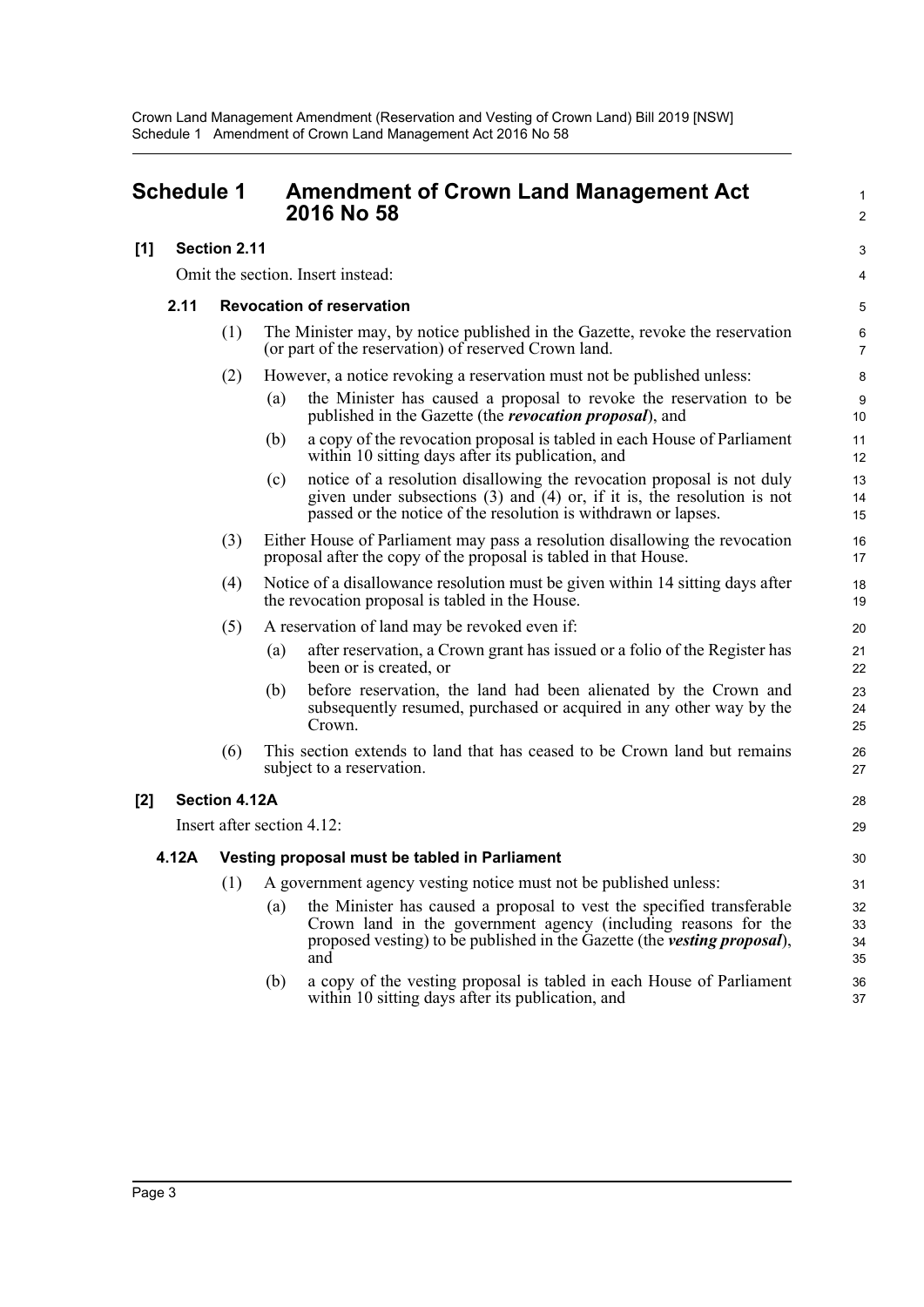# Schedule 1 Amendment of Crown Land Management Act 2016 No 58

## [1] Section 2.11

Omit the section. Insert instead:

### 2.11 Revocation of reservation

(1) The Minister may, by notice published in the Gazette, revoke the reservation (or part of the reservation) of reserved Crown land.

(2) However, a notice revoking a reservation must not be published unless:

(a) the Minister has caused a proposal to revoke the reservation to be published in the Gazette (the ***revocation proposal***), and

(b) a copy of the revocation proposal is tabled in each House of Parliament within 10 sitting days after its publication, and

(c) notice of a resolution disallowing the revocation proposal is not duly given under subsections (3) and (4) or, if it is, the resolution is not passed or the notice of the resolution is withdrawn or lapses.

(3) Either House of Parliament may pass a resolution disallowing the revocation proposal after the copy of the proposal is tabled in that House.

(4) Notice of a disallowance resolution must be given within 14 sitting days after the revocation proposal is tabled in the House.

(5) A reservation of land may be revoked even if:

(a) after reservation, a Crown grant has issued or a folio of the Register has been or is created, or

(b) before reservation, the land had been alienated by the Crown and subsequently resumed, purchased or acquired in any other way by the Crown.

(6) This section extends to land that has ceased to be Crown land but remains subject to a reservation.

## [2] Section 4.12A

Insert after section 4.12:

### 4.12A Vesting proposal must be tabled in Parliament

(1) A government agency vesting notice must not be published unless:

(a) the Minister has caused a proposal to vest the specified transferable Crown land in the government agency (including reasons for the proposed vesting) to be published in the Gazette (the ***vesting proposal***), and

(b) a copy of the vesting proposal is tabled in each House of Parliament within 10 sitting days after its publication, and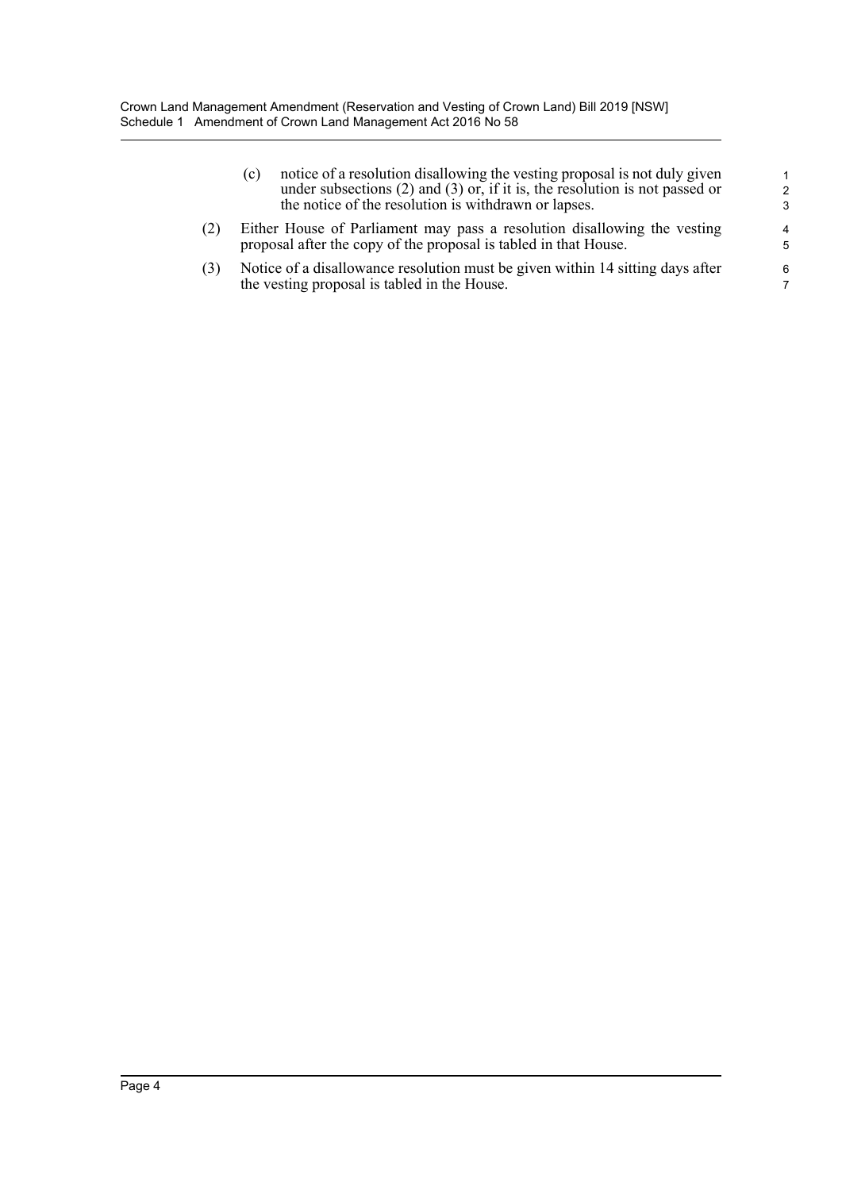(c) notice of a resolution disallowing the vesting proposal is not duly given under subsections (2) and (3) or, if it is, the resolution is not passed or the notice of the resolution is withdrawn or lapses.

(2) Either House of Parliament may pass a resolution disallowing the vesting proposal after the copy of the proposal is tabled in that House.

(3) Notice of a disallowance resolution must be given within 14 sitting days after the vesting proposal is tabled in the House.